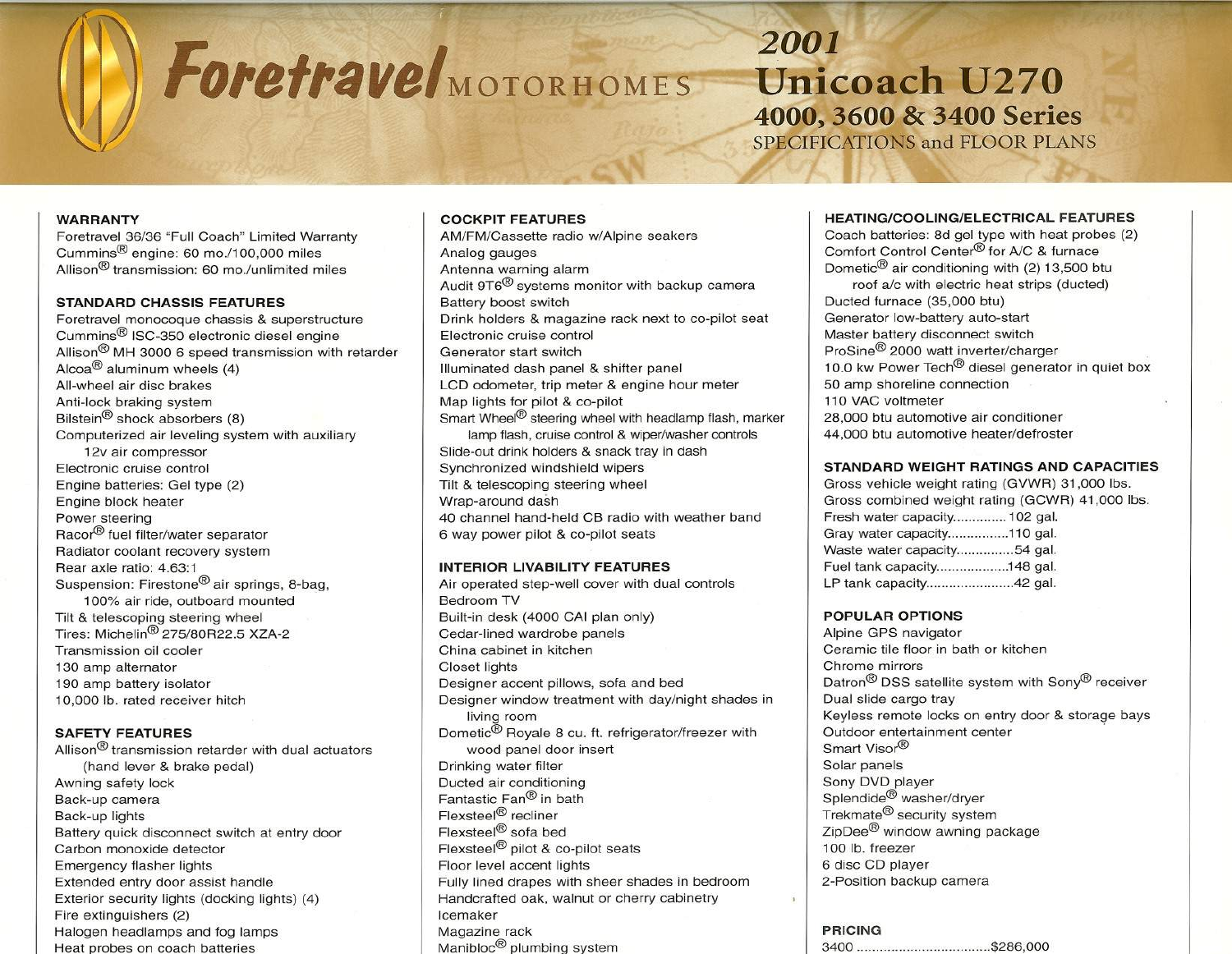# Foretravel MOTORHOMES

## 2001 Unicoach U270

### 4000, 3600 & 3400 Series

SPECIFICATIONS and FLOOR PLANS

### WARRANTY

Foretravel 36/36 "Full Coach" Limited Warranty
Cummins® engine: 60 mo./100,000 miles
Allison® transmission: 60 mo./unlimited miles

### STANDARD CHASSIS FEATURES

Foretravel monocoque chassis & superstructure
Cummins® ISC-350 electronic diesel engine
Allison® MH 3000 6 speed transmission with retarder
Alcoa® aluminum wheels (4)
All-wheel air disc brakes
Anti-lock braking system
Bilstein® shock absorbers (8)
Computerized air leveling system with auxiliary 12v air compressor
Electronic cruise control
Engine batteries: Gel type (2)
Engine block heater
Power steering
Racor® fuel filter/water separator
Radiator coolant recovery system
Rear axle ratio: 4.63:1
Suspension: Firestone® air springs, 8-bag, 100% air ride, outboard mounted
Tilt & telescoping steering wheel
Tires: Michelin® 275/80R22.5 XZA-2
Transmission oil cooler
130 amp alternator
190 amp battery isolator
10,000 lb. rated receiver hitch

### SAFETY FEATURES

Allison® transmission retarder with dual actuators (hand lever & brake pedal)
Awning safety lock
Back-up camera
Back-up lights
Battery quick disconnect switch at entry door
Carbon monoxide detector
Emergency flasher lights
Extended entry door assist handle
Exterior security lights (docking lights) (4)
Fire extinguishers (2)
Halogen headlamps and fog lamps
Heat probes on coach batteries

### COCKPIT FEATURES

AM/FM/Cassette radio w/Alpine seakers
Analog gauges
Antenna warning alarm
Audit 9T6® systems monitor with backup camera
Battery boost switch
Drink holders & magazine rack next to co-pilot seat
Electronic cruise control
Generator start switch
Illuminated dash panel & shifter panel
LCD odometer, trip meter & engine hour meter
Map lights for pilot & co-pilot
Smart Wheel® steering wheel with headlamp flash, marker lamp flash, cruise control & wiper/washer controls
Slide-out drink holders & snack tray in dash
Synchronized windshield wipers
Tilt & telescoping steering wheel
Wrap-around dash
40 channel hand-held CB radio with weather band
6 way power pilot & co-pilot seats

### INTERIOR LIVABILITY FEATURES

Air operated step-well cover with dual controls
Bedroom TV
Built-in desk (4000 CAI plan only)
Cedar-lined wardrobe panels
China cabinet in kitchen
Closet lights
Designer accent pillows, sofa and bed
Designer window treatment with day/night shades in living room
Dometic® Royale 8 cu. ft. refrigerator/freezer with wood panel door insert
Drinking water filter
Ducted air conditioning
Fantastic Fan® in bath
Flexsteel® recliner
Flexsteel® sofa bed
Flexsteel® pilot & co-pilot seats
Floor level accent lights
Fully lined drapes with sheer shades in bedroom
Handcrafted oak, walnut or cherry cabinetry
Icemaker
Magazine rack
Manibloc® plumbing system

### HEATING/COOLING/ELECTRICAL FEATURES

Coach batteries: 8d gel type with heat probes (2)
Comfort Control Center® for A/C & furnace
Dometic® air conditioning with (2) 13,500 btu roof a/c with electric heat strips (ducted)
Ducted furnace (35,000 btu)
Generator low-battery auto-start
Master battery disconnect switch
ProSine® 2000 watt inverter/charger
10.0 kw Power Tech® diesel generator in quiet box
50 amp shoreline connection
110 VAC voltmeter
28,000 btu automotive air conditioner
44,000 btu automotive heater/defroster

### STANDARD WEIGHT RATINGS AND CAPACITIES

Gross vehicle weight rating (GVWR) 31,000 lbs.
Gross combined weight rating (GCWR) 41,000 lbs.
Fresh water capacity............. 102 gal.
Gray water capacity................110 gal.
Waste water capacity...............54 gal.
Fuel tank capacity...................148 gal.
LP tank capacity.......................42 gal.

### POPULAR OPTIONS

Alpine GPS navigator
Ceramic tile floor in bath or kitchen
Chrome mirrors
Datron® DSS satellite system with Sony® receiver
Dual slide cargo tray
Keyless remote locks on entry door & storage bays
Outdoor entertainment center
Smart Visor®
Solar panels
Sony DVD player
Splendide® washer/dryer
Trekmate® security system
ZipDee® window awning package
100 lb. freezer
6 disc CD player
2-Position backup camera

### PRICING

3400 ..................................$286,000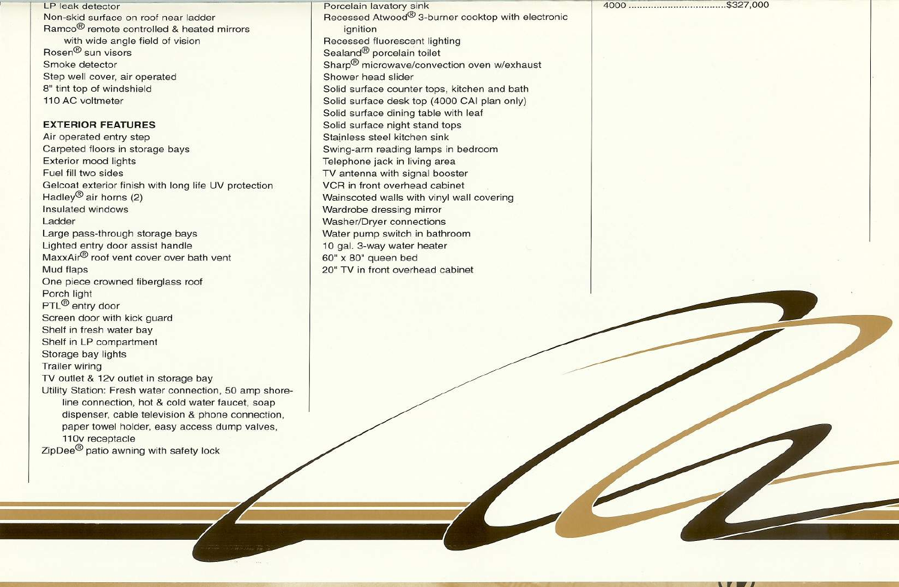LP leak detector
Non-skid surface on roof near ladder
Ramco® remote controlled & heated mirrors with wide angle field of vision
Rosen® sun visors
Smoke detector
Step well cover, air operated
8" tint top of windshield
110 AC voltmeter

**EXTERIOR FEATURES**

Air operated entry step
Carpeted floors in storage bays
Exterior mood lights
Fuel fill two sides
Gelcoat exterior finish with long life UV protection
Hadley® air horns (2)
Insulated windows
Ladder
Large pass-through storage bays
Lighted entry door assist handle
MaxxAir® roof vent cover over bath vent
Mud flaps
One piece crowned fiberglass roof
Porch light
PTL® entry door
Screen door with kick guard
Shelf in fresh water bay
Shelf in LP compartment
Storage bay lights
Trailer wiring
TV outlet & 12v outlet in storage bay
Utility Station: Fresh water connection, 50 amp shoreline connection, hot & cold water faucet, soap dispenser, cable television & phone connection, paper towel holder, easy access dump valves, 110v receptacle
ZipDee® patio awning with safety lock

Porcelain lavatory sink
Recessed Atwood® 3-burner cooktop with electronic ignition
Recessed fluorescent lighting
Sealand® porcelain toilet
Sharp® microwave/convection oven w/exhaust
Shower head slider
Solid surface counter tops, kitchen and bath
Solid surface desk top (4000 CAI plan only)
Solid surface dining table with leaf
Solid surface night stand tops
Stainless steel kitchen sink
Swing-arm reading lamps in bedroom
Telephone jack in living area
TV antenna with signal booster
VCR in front overhead cabinet
Wainscoted walls with vinyl wall covering
Wardrobe dressing mirror
Washer/Dryer connections
Water pump switch in bathroom
10 gal. 3-way water heater
60" x 80" queen bed
20" TV in front overhead cabinet

4000 ..................................$327,000